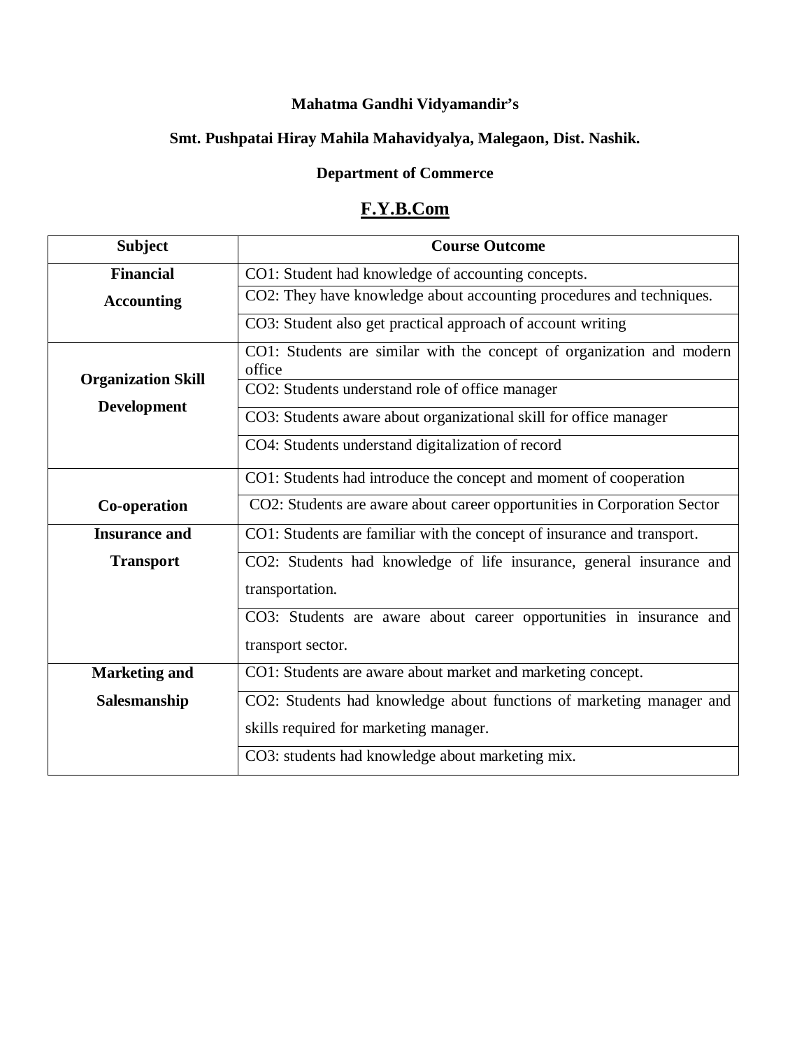**Mahatma Gandhi Vidyamandir's**

**Smt. Pushpatai Hiray Mahila Mahavidyalya, Malegaon, Dist. Nashik.**

**Department of Commerce**

## F.Y.B.Com

| Subject | Course Outcome |
| --- | --- |
| **Financial Accounting** | CO1: Student had knowledge of accounting concepts. |
| | CO2: They have knowledge about accounting procedures and techniques. |
| | CO3: Student also get practical approach of account writing |
| **Organization Skill Development** | CO1: Students are similar with the concept of organization and modern office |
| | CO2: Students understand role of office manager |
| | CO3: Students aware about organizational skill for office manager |
| | CO4: Students understand digitalization of record |
| **Co-operation** | CO1: Students had introduce the concept and moment of cooperation |
| | CO2: Students are aware about career opportunities in Corporation Sector |
| **Insurance and Transport** | CO1: Students are familiar with the concept of insurance and transport. |
| | CO2: Students had knowledge of life insurance, general insurance and transportation. |
| | CO3: Students are aware about career opportunities in insurance and transport sector. |
| **Marketing and Salesmanship** | CO1: Students are aware about market and marketing concept. |
| | CO2: Students had knowledge about functions of marketing manager and skills required for marketing manager. |
| | CO3: students had knowledge about marketing mix. |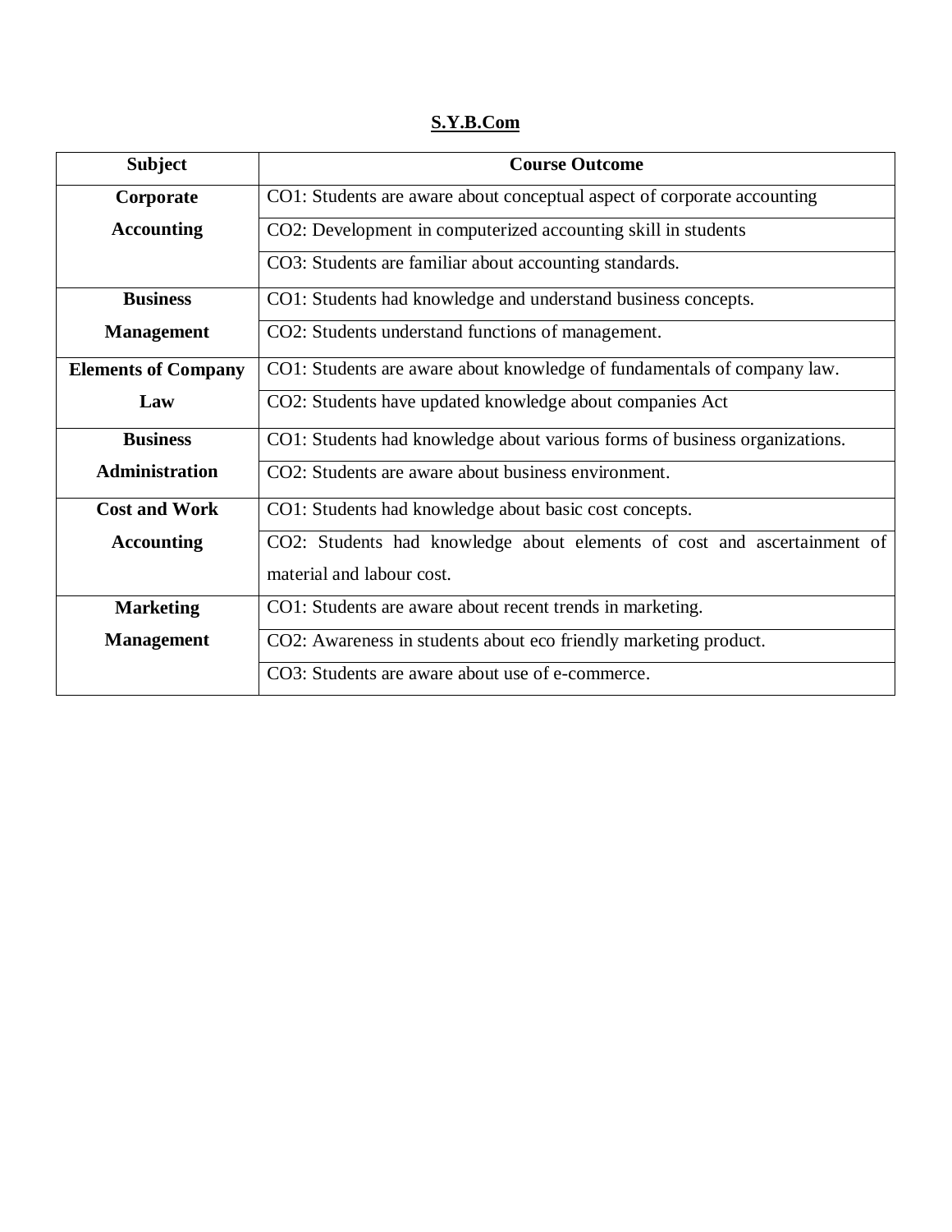**S.Y.B.Com**

| Subject | Course Outcome |
|---|---|
| **Corporate Accounting** | CO1: Students are aware about conceptual aspect of corporate accounting |
| | CO2: Development in computerized accounting skill in students |
| | CO3: Students are familiar about accounting standards. |
| **Business Management** | CO1: Students had knowledge and understand business concepts. |
| | CO2: Students understand functions of management. |
| **Elements of Company Law** | CO1: Students are aware about knowledge of fundamentals of company law. |
| | CO2: Students have updated knowledge about companies Act |
| **Business Administration** | CO1: Students had knowledge about various forms of business organizations. |
| | CO2: Students are aware about business environment. |
| **Cost and Work Accounting** | CO1: Students had knowledge about basic cost concepts. |
| | CO2: Students had knowledge about elements of cost and ascertainment of material and labour cost. |
| **Marketing Management** | CO1: Students are aware about recent trends in marketing. |
| | CO2: Awareness in students about eco friendly marketing product. |
| | CO3: Students are aware about use of e-commerce. |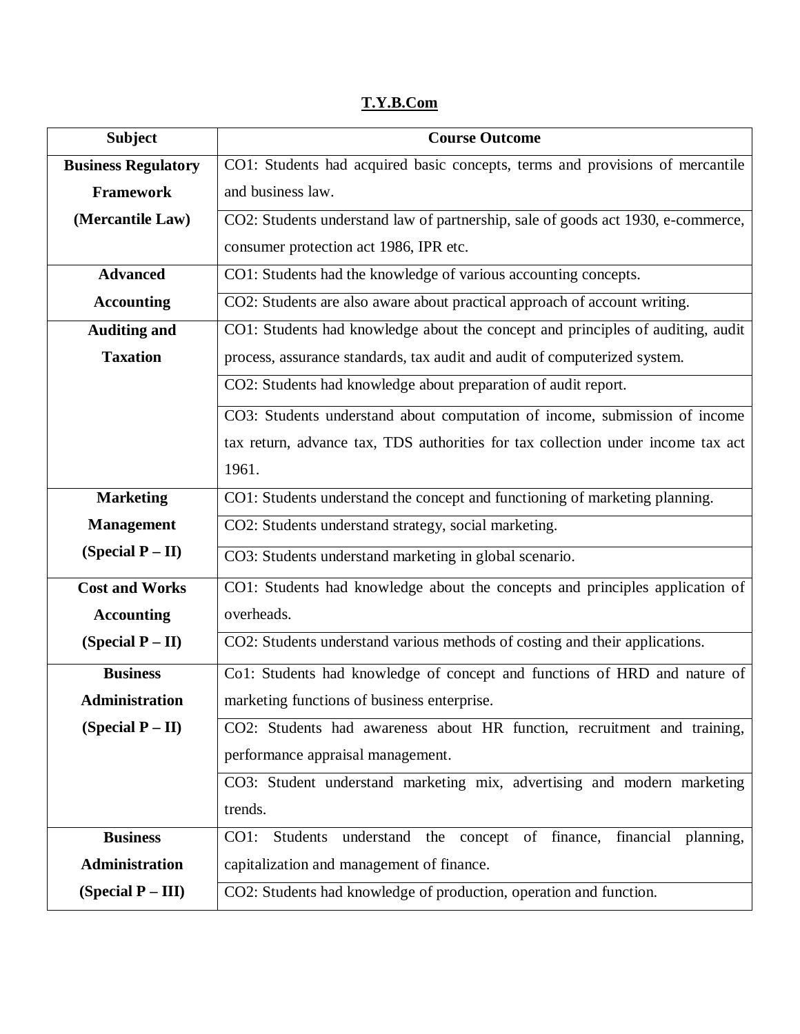# T.Y.B.Com

| Subject | Course Outcome |
|---|---|
| **Business Regulatory Framework (Mercantile Law)** | CO1: Students had acquired basic concepts, terms and provisions of mercantile and business law. |
| | CO2: Students understand law of partnership, sale of goods act 1930, e-commerce, consumer protection act 1986, IPR etc. |
| **Advanced Accounting** | CO1: Students had the knowledge of various accounting concepts. |
| | CO2: Students are also aware about practical approach of account writing. |
| **Auditing and Taxation** | CO1: Students had knowledge about the concept and principles of auditing, audit process, assurance standards, tax audit and audit of computerized system. |
| | CO2: Students had knowledge about preparation of audit report. |
| | CO3: Students understand about computation of income, submission of income tax return, advance tax, TDS authorities for tax collection under income tax act 1961. |
| **Marketing Management (Special P – II)** | CO1: Students understand the concept and functioning of marketing planning. |
| | CO2: Students understand strategy, social marketing. |
| | CO3: Students understand marketing in global scenario. |
| **Cost and Works Accounting (Special P – II)** | CO1: Students had knowledge about the concepts and principles application of overheads. |
| | CO2: Students understand various methods of costing and their applications. |
| **Business Administration (Special P – II)** | Co1: Students had knowledge of concept and functions of HRD and nature of marketing functions of business enterprise. |
| | CO2: Students had awareness about HR function, recruitment and training, performance appraisal management. |
| | CO3: Student understand marketing mix, advertising and modern marketing trends. |
| **Business Administration (Special P – III)** | CO1: Students understand the concept of finance, financial planning, capitalization and management of finance. |
| | CO2: Students had knowledge of production, operation and function. |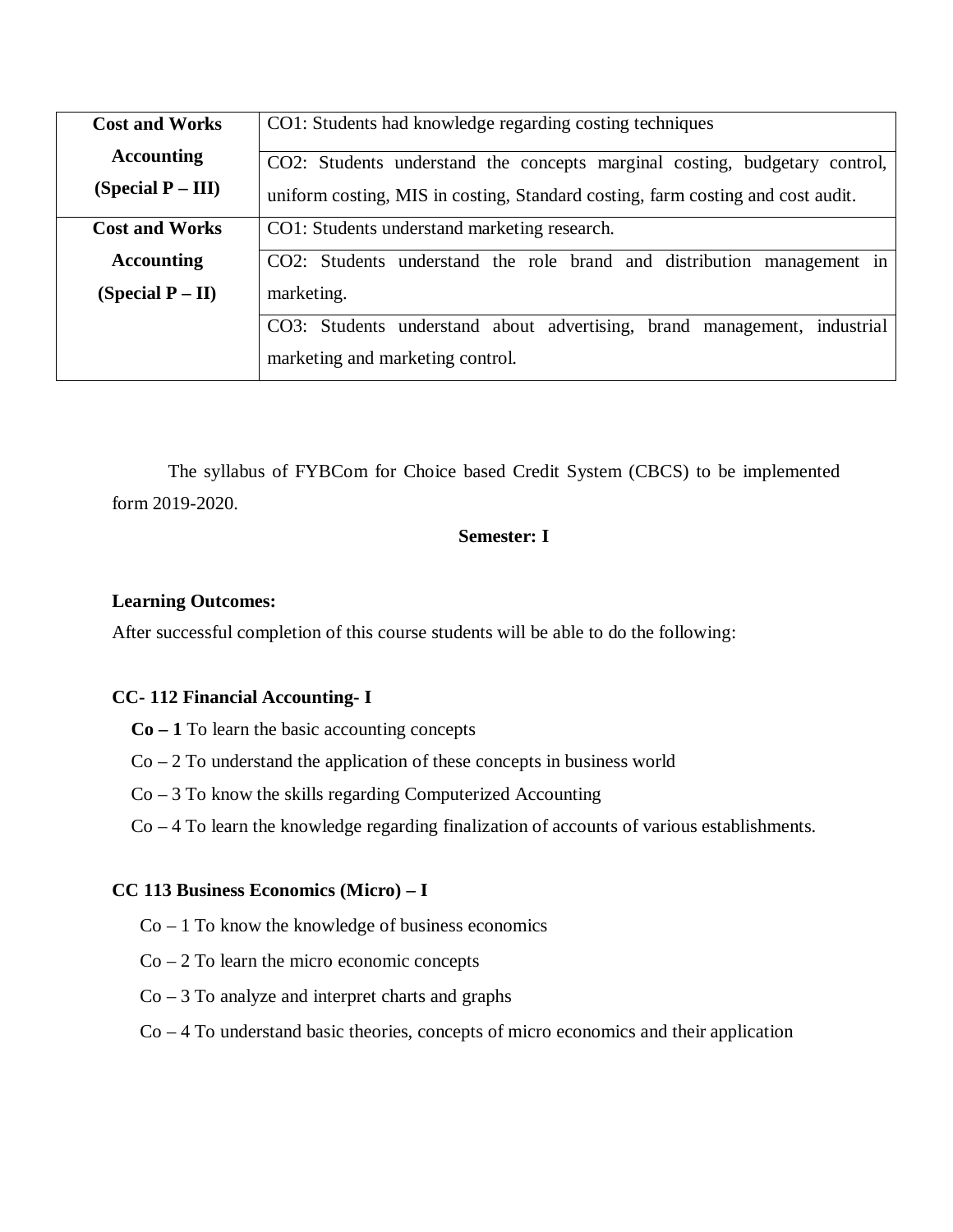| | |
|---|---|
| **Cost and Works Accounting (Special P – III)** | CO1: Students had knowledge regarding costing techniques |
| | CO2: Students understand the concepts marginal costing, budgetary control, uniform costing, MIS in costing, Standard costing, farm costing and cost audit. |
| **Cost and Works Accounting (Special P – II)** | CO1: Students understand marketing research. |
| | CO2: Students understand the role brand and distribution management in marketing. |
| | CO3: Students understand about advertising, brand management, industrial marketing and marketing control. |

The syllabus of FYBCom for Choice based Credit System (CBCS) to be implemented form 2019-2020.

**Semester: I**

**Learning Outcomes:**

After successful completion of this course students will be able to do the following:

**CC- 112 Financial Accounting- I**

**Co – 1** To learn the basic accounting concepts

Co – 2 To understand the application of these concepts in business world

Co – 3 To know the skills regarding Computerized Accounting

Co – 4 To learn the knowledge regarding finalization of accounts of various establishments.

**CC 113 Business Economics (Micro) – I**

Co – 1 To know the knowledge of business economics

Co – 2 To learn the micro economic concepts

Co – 3 To analyze and interpret charts and graphs

Co – 4 To understand basic theories, concepts of micro economics and their application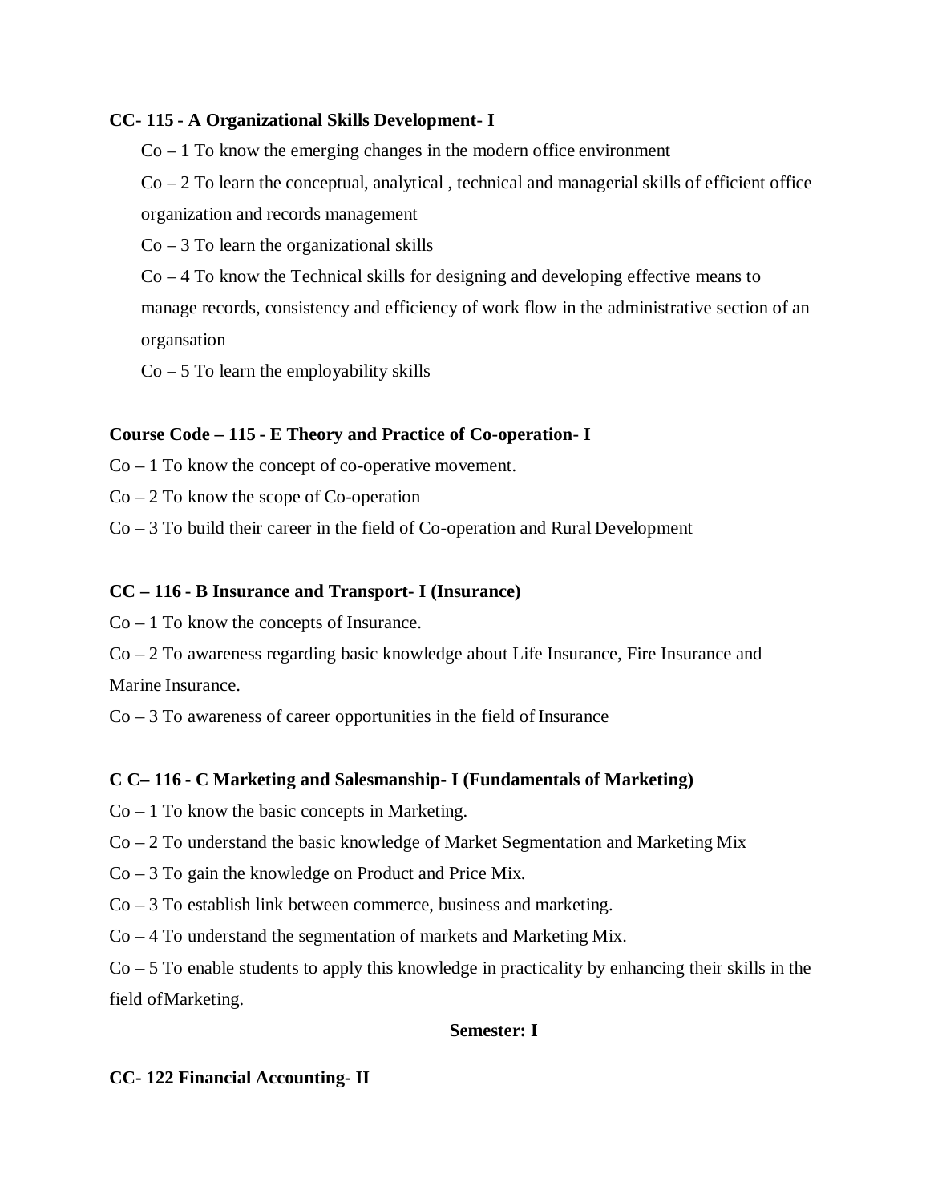**CC- 115 - A Organizational Skills Development- I**

Co – 1 To know the emerging changes in the modern office environment

Co – 2 To learn the conceptual, analytical , technical and managerial skills of efficient office organization and records management

Co – 3 To learn the organizational skills

Co – 4 To know the Technical skills for designing and developing effective means to manage records, consistency and efficiency of work flow in the administrative section of an organsation

Co – 5 To learn the employability skills

**Course Code – 115 - E Theory and Practice of Co-operation- I**

Co – 1 To know the concept of co-operative movement.

Co – 2 To know the scope of Co-operation

Co – 3 To build their career in the field of Co-operation and Rural Development

**CC – 116 - B Insurance and Transport- I (Insurance)**

Co – 1 To know the concepts of Insurance.

Co – 2 To awareness regarding basic knowledge about Life Insurance, Fire Insurance and Marine Insurance.

Co – 3 To awareness of career opportunities in the field of Insurance

**C C– 116 - C Marketing and Salesmanship- I (Fundamentals of Marketing)**

Co – 1 To know the basic concepts in Marketing.

Co – 2 To understand the basic knowledge of Market Segmentation and Marketing Mix

Co – 3 To gain the knowledge on Product and Price Mix.

Co – 3 To establish link between commerce, business and marketing.

Co – 4 To understand the segmentation of markets and Marketing Mix.

Co – 5 To enable students to apply this knowledge in practicality by enhancing their skills in the field ofMarketing.

**Semester: I**

**CC- 122 Financial Accounting- II**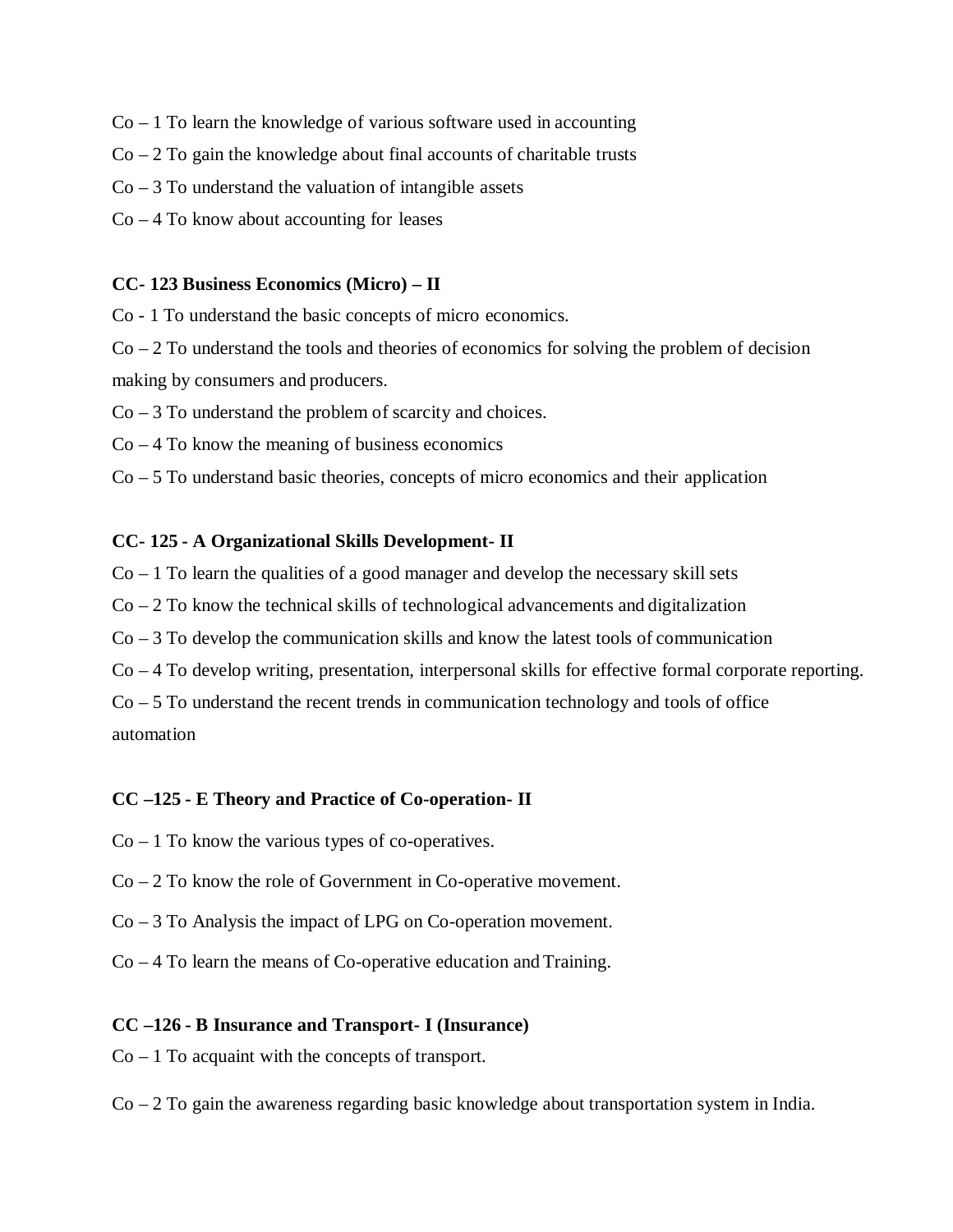Co – 1 To learn the knowledge of various software used in accounting

Co – 2 To gain the knowledge about final accounts of charitable trusts

Co – 3 To understand the valuation of intangible assets

Co – 4 To know about accounting for leases

**CC- 123 Business Economics (Micro) – II**

Co - 1 To understand the basic concepts of micro economics.

Co – 2 To understand the tools and theories of economics for solving the problem of decision making by consumers and producers.

Co – 3 To understand the problem of scarcity and choices.

Co – 4 To know the meaning of business economics

Co – 5 To understand basic theories, concepts of micro economics and their application

**CC- 125 - A Organizational Skills Development- II**

Co – 1 To learn the qualities of a good manager and develop the necessary skill sets

Co – 2 To know the technical skills of technological advancements and digitalization

Co – 3 To develop the communication skills and know the latest tools of communication

Co – 4 To develop writing, presentation, interpersonal skills for effective formal corporate reporting.

Co – 5 To understand the recent trends in communication technology and tools of office automation

**CC –125 - E Theory and Practice of Co-operation- II**

Co – 1 To know the various types of co-operatives.

Co – 2 To know the role of Government in Co-operative movement.

Co – 3 To Analysis the impact of LPG on Co-operation movement.

Co – 4 To learn the means of Co-operative education and Training.

**CC –126 - B Insurance and Transport- I (Insurance)**

Co – 1 To acquaint with the concepts of transport.

Co – 2 To gain the awareness regarding basic knowledge about transportation system in India.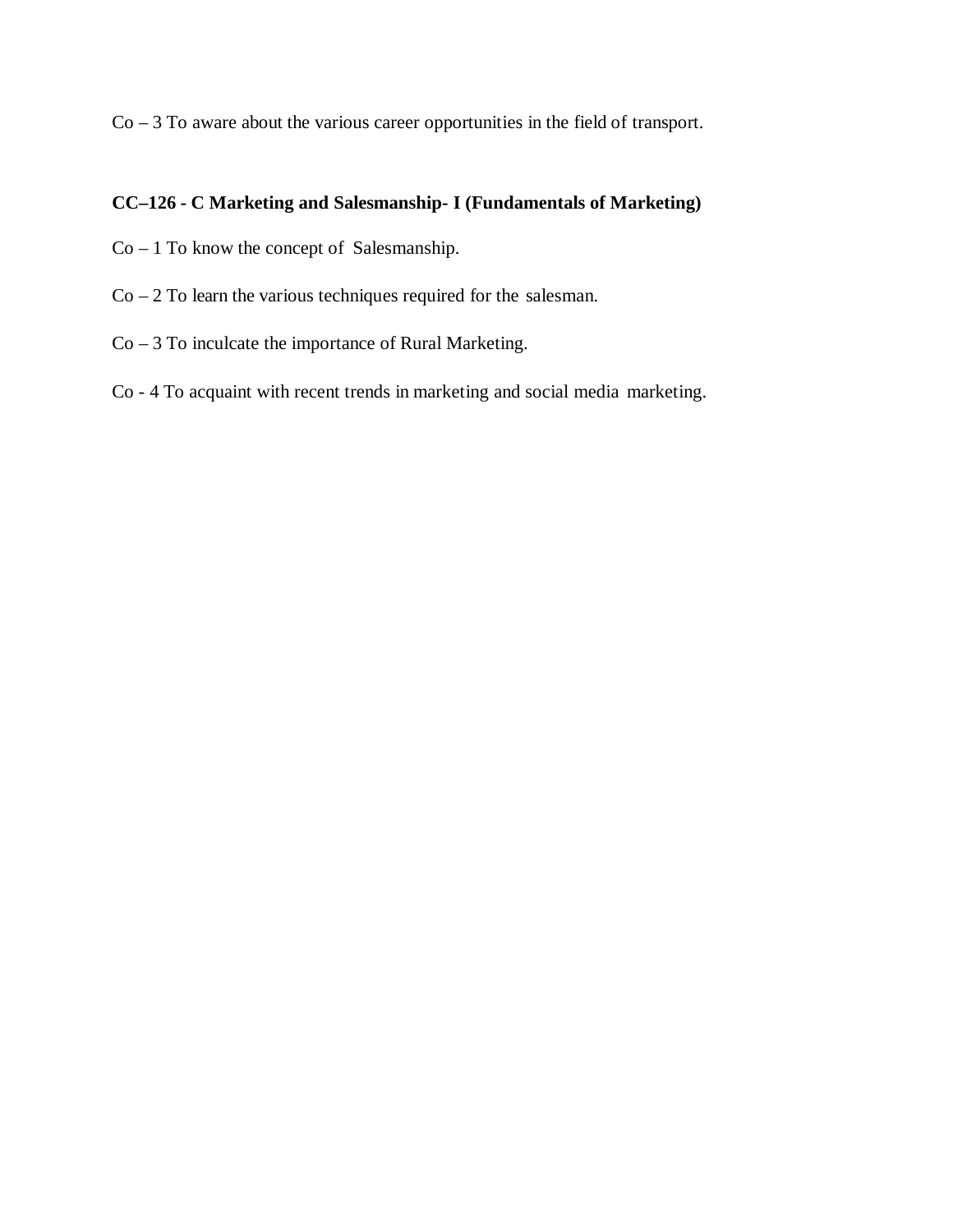Co – 3 To aware about the various career opportunities in the field of transport.

**CC–126 - C Marketing and Salesmanship- I (Fundamentals of Marketing)**

Co – 1 To know the concept of Salesmanship.

Co – 2 To learn the various techniques required for the salesman.

Co – 3 To inculcate the importance of Rural Marketing.

Co - 4 To acquaint with recent trends in marketing and social media marketing.